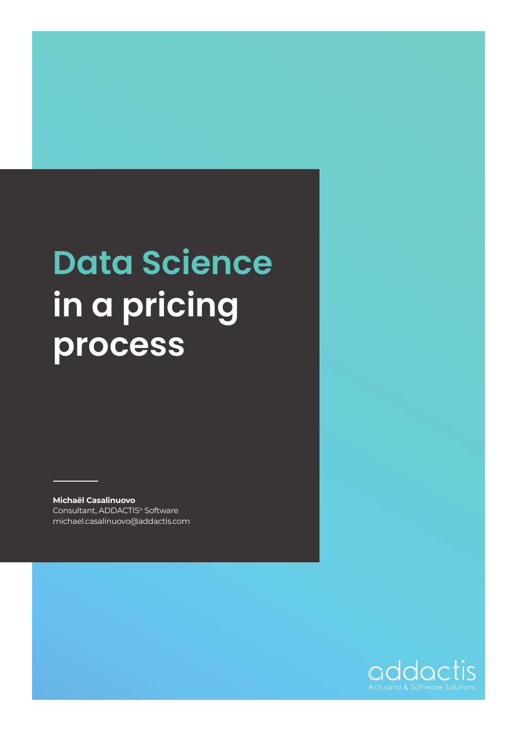# Data Science in a pricing process

**Michaël Casalinuovo**
Consultant, ADDACTIS® Software
michael.casalinuovo@addactis.com

addactis
Actuarial & Software Solutions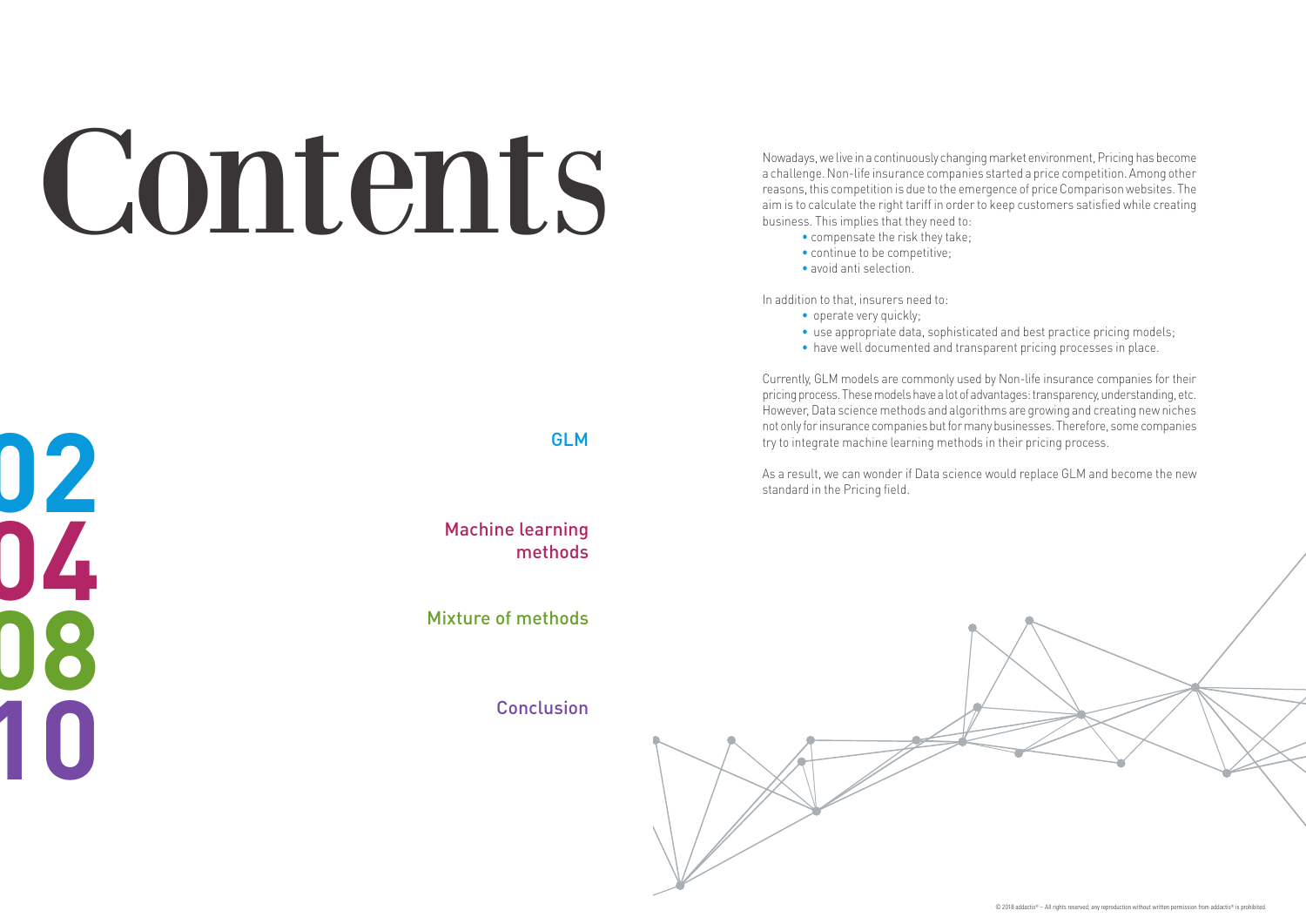# Contents

| | |
|---|---|
| 02 | GLM |
| 04 | Machine learning methods |
| 08 | Mixture of methods |
| 10 | Conclusion |

Nowadays, we live in a continuously changing market environment, Pricing has become a challenge. Non-life insurance companies started a price competition. Among other reasons, this competition is due to the emergence of price Comparison websites. The aim is to calculate the right tariff in order to keep customers satisfied while creating business. This implies that they need to:

- compensate the risk they take;
- continue to be competitive;
- avoid anti selection.

In addition to that, insurers need to:

- operate very quickly;
- use appropriate data, sophisticated and best practice pricing models;
- have well documented and transparent pricing processes in place.

Currently, GLM models are commonly used by Non-life insurance companies for their pricing process. These models have a lot of advantages: transparency, understanding, etc. However, Data science methods and algorithms are growing and creating new niches not only for insurance companies but for many businesses. Therefore, some companies try to integrate machine learning methods in their pricing process.

As a result, we can wonder if Data science would replace GLM and become the new standard in the Pricing field.

© 2018 addactis® – All rights reserved; any reproduction without written permission from addactis® is prohibited.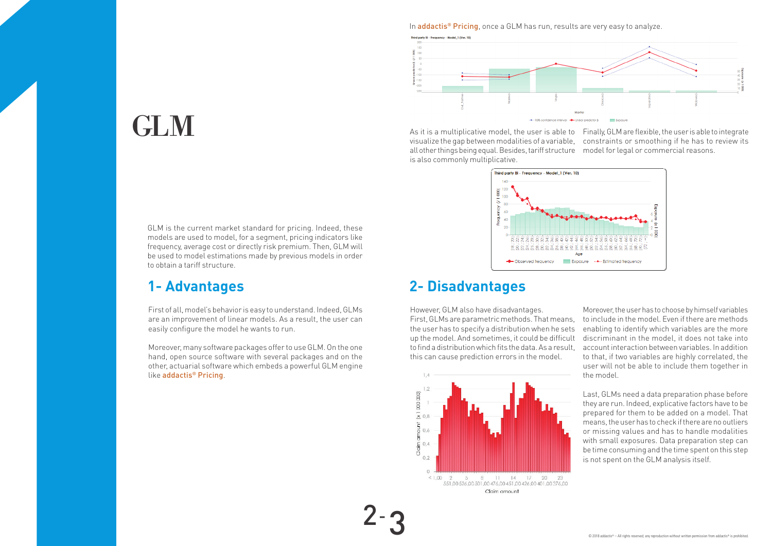# GLM

GLM is the current market standard for pricing. Indeed, these models are used to model, for a segment, pricing indicators like frequency, average cost or directly risk premium. Then, GLM will be used to model estimations made by previous models in order to obtain a tariff structure.

## 1- Advantages

First of all, model's behavior is easy to understand. Indeed, GLMs are an improvement of linear models. As a result, the user can easily configure the model he wants to run.

Moreover, many software packages offer to use GLM. On the one hand, open source software with several packages and on the other, actuarial software which embeds a powerful GLM engine like addactis® Pricing.

In addactis® Pricing, once a GLM has run, results are very easy to analyze.

As it is a multiplicative model, the user is able to visualize the gap between modalities of a variable, all other things being equal. Besides, tariff structure is also commonly multiplicative.

Finally, GLM are flexible, the user is able to integrate constraints or smoothing if he has to review its model for legal or commercial reasons.

## 2- Disadvantages

However, GLM also have disadvantages.
First, GLMs are parametric methods. That means, the user has to specify a distribution when he sets up the model. And sometimes, it could be difficult to find a distribution which fits the data. As a result, this can cause prediction errors in the model.

Moreover, the user has to choose by himself variables to include in the model. Even if there are methods enabling to identify which variables are the more discriminant in the model, it does not take into account interaction between variables. In addition to that, if two variables are highly correlated, the user will not be able to include them together in the model.

Last, GLMs need a data preparation phase before they are run. Indeed, explicative factors have to be prepared for them to be added on a model. That means, the user has to check if there are no outliers or missing values and has to handle modalities with small exposures. Data preparation step can be time consuming and the time spent on this step is not spent on the GLM analysis itself.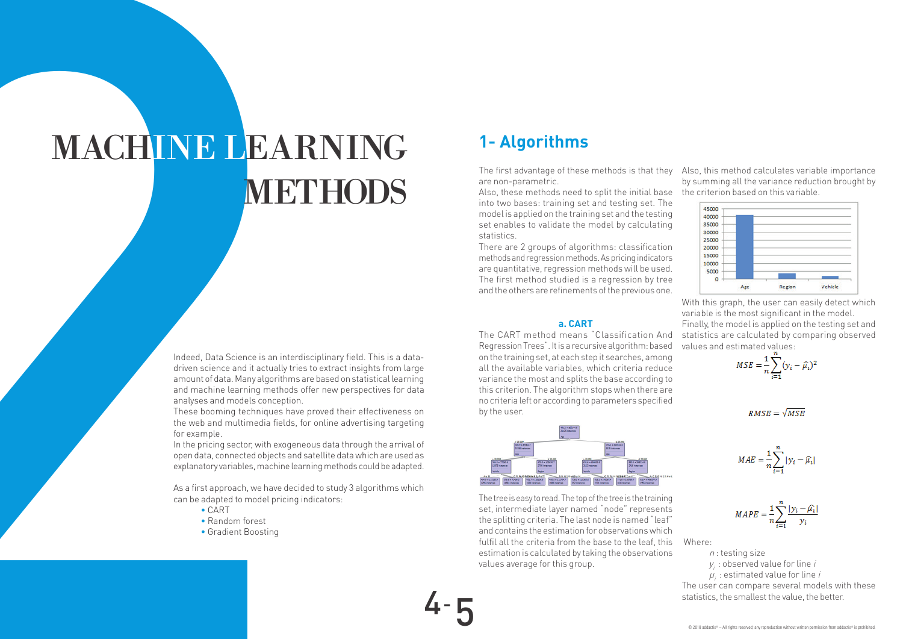# MACHINE LEARNING METHODS

Indeed, Data Science is an interdisciplinary field. This is a data-driven science and it actually tries to extract insights from large amount of data. Many algorithms are based on statistical learning and machine learning methods offer new perspectives for data analyses and models conception.

These booming techniques have proved their effectiveness on the web and multimedia fields, for online advertising targeting for example.

In the pricing sector, with exogeneous data through the arrival of open data, connected objects and satellite data which are used as explanatory variables, machine learning methods could be adapted.

As a first approach, we have decided to study 3 algorithms which can be adapted to model pricing indicators:

- CART
- Random forest
- Gradient Boosting

## 1- Algorithms

The first advantage of these methods is that they are non-parametric.

Also, these methods need to split the initial base into two bases: training set and testing set. The model is applied on the training set and the testing set enables to validate the model by calculating statistics.

There are 2 groups of algorithms: classification methods and regression methods. As pricing indicators are quantitative, regression methods will be used. The first method studied is a regression by tree and the others are refinements of the previous one.

### a. CART

The CART method means "Classification And Regression Trees". It is a recursive algorithm: based on the training set, at each step it searches, among all the available variables, which criteria reduce variance the most and splits the base according to this criterion. The algorithm stops when there are no criteria left or according to parameters specified by the user.

The tree is easy to read. The top of the tree is the training set, intermediate layer named "node" represents the splitting criteria. The last node is named "leaf" and contains the estimation for observations which fulfil all the criteria from the base to the leaf, this estimation is calculated by taking the observations values average for this group.

Also, this method calculates variable importance by summing all the variance reduction brought by the criterion based on this variable.

With this graph, the user can easily detect which variable is the most significant in the model.

Finally, the model is applied on the testing set and statistics are calculated by comparing observed values and estimated values:

$$MSE = \frac{1}{n}\sum_{i=1}^{n}(y_i - \widehat{\mu_i})^2$$

$$RMSE = \sqrt{MSE}$$

$$MAE = \frac{1}{n}\sum_{i=1}^{n}|y_i - \widehat{\mu_i}|$$

$$MAPE = \frac{1}{n}\sum_{i=1}^{n}\frac{|y_i - \widehat{\mu_i}|}{y_i}$$

Where:

$n$ : testing size

$y_i$ : observed value for line $i$

$\mu_i$ : estimated value for line $i$

The user can compare several models with these statistics, the smallest the value, the better.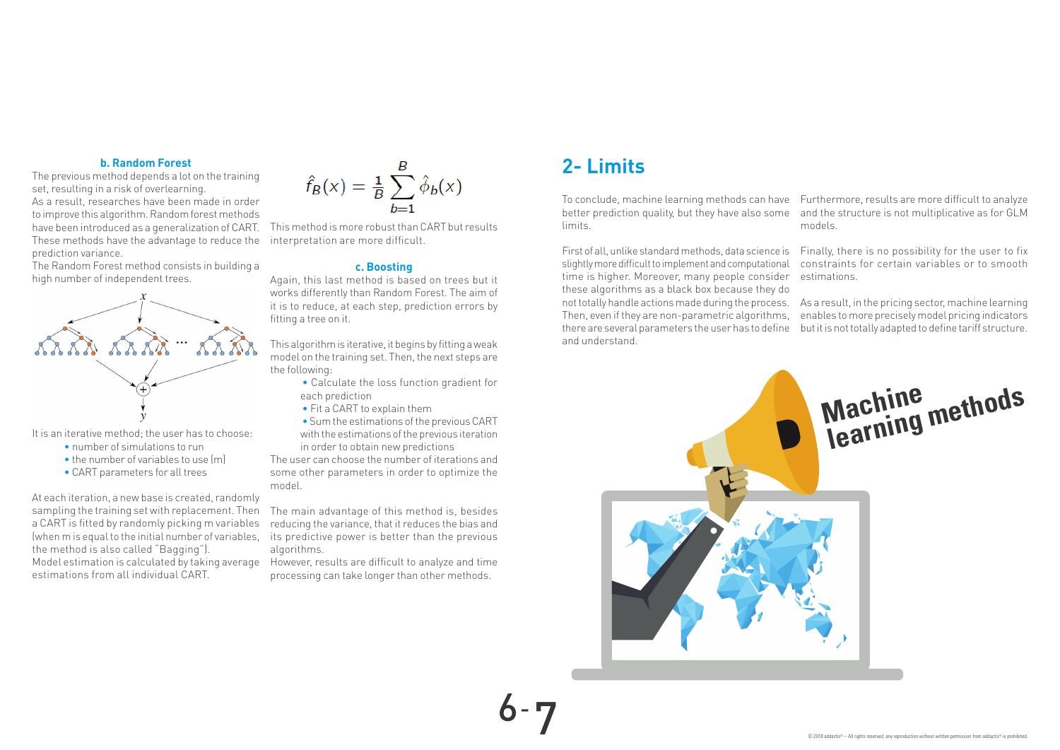### b. Random Forest

The previous method depends a lot on the training set, resulting in a risk of overlearning.
As a result, researches have been made in order to improve this algorithm. Random forest methods have been introduced as a generalization of CART. These methods have the advantage to reduce the prediction variance.
The Random Forest method consists in building a high number of independent trees.

It is an iterative method; the user has to choose:

- number of simulations to run
- the number of variables to use (m)
- CART parameters for all trees

At each iteration, a new base is created, randomly sampling the training set with replacement. Then a CART is fitted by randomly picking m variables (when m is equal to the initial number of variables, the method is also called "Bagging").
Model estimation is calculated by taking average estimations from all individual CART.

$$\hat{f}_B(x) = \frac{1}{B}\sum_{b=1}^{B}\hat{\phi}_b(x)$$

This method is more robust than CART but results interpretation are more difficult.

### c. Boosting

Again, this last method is based on trees but it works differently than Random Forest. The aim of it is to reduce, at each step, prediction errors by fitting a tree on it.

This algorithm is iterative, it begins by fitting a weak model on the training set. Then, the next steps are the following:

- Calculate the loss function gradient for each prediction
- Fit a CART to explain them
- Sum the estimations of the previous CART with the estimations of the previous iteration in order to obtain new predictions

The user can choose the number of iterations and some other parameters in order to optimize the model.

The main advantage of this method is, besides reducing the variance, that it reduces the bias and its predictive power is better than the previous algorithms.
However, results are difficult to analyze and time processing can take longer than other methods.

## 2- Limits

To conclude, machine learning methods can have better prediction quality, but they have also some limits.

First of all, unlike standard methods, data science is slightly more difficult to implement and computational time is higher. Moreover, many people consider these algorithms as a black box because they do not totally handle actions made during the process. Then, even if they are non-parametric algorithms, there are several parameters the user has to define and understand.

Furthermore, results are more difficult to analyze and the structure is not multiplicative as for GLM models.

Finally, there is no possibility for the user to fix constraints for certain variables or to smooth estimations.

As a result, in the pricing sector, machine learning enables to more precisely model pricing indicators but it is not totally adapted to define tariff structure.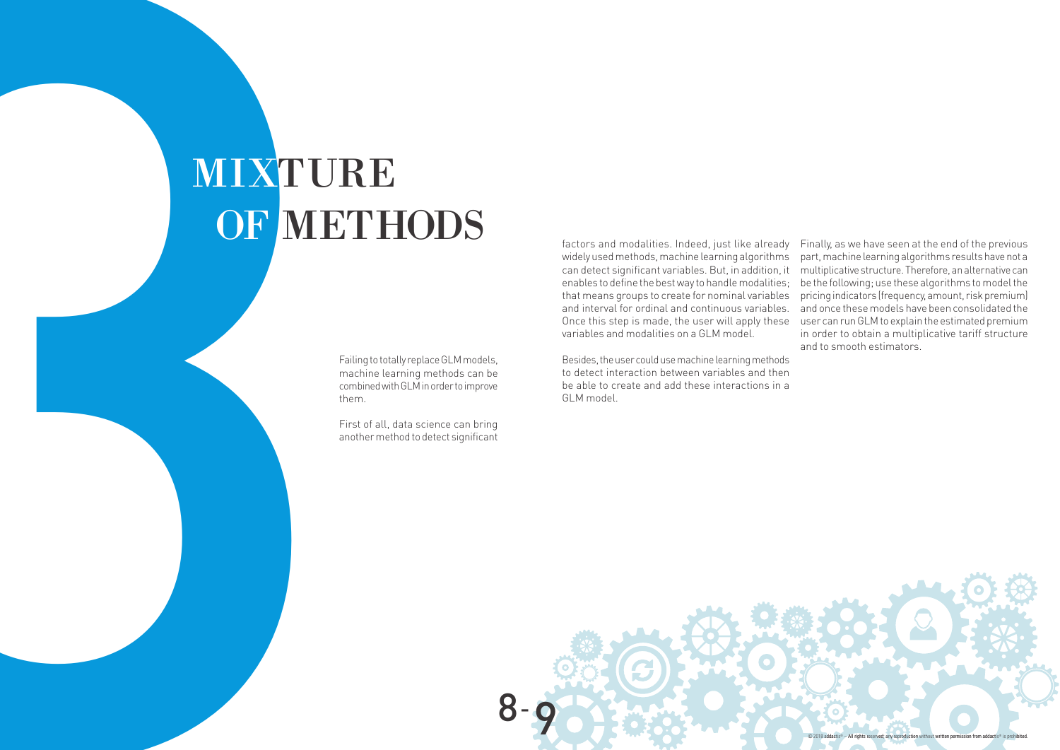# MIXTURE OF METHODS

Failing to totally replace GLM models, machine learning methods can be combined with GLM in order to improve them.

First of all, data science can bring another method to detect significant factors and modalities. Indeed, just like already widely used methods, machine learning algorithms can detect significant variables. But, in addition, it enables to define the best way to handle modalities; that means groups to create for nominal variables and interval for ordinal and continuous variables. Once this step is made, the user will apply these variables and modalities on a GLM model.

Besides, the user could use machine learning methods to detect interaction between variables and then be able to create and add these interactions in a GLM model.

Finally, as we have seen at the end of the previous part, machine learning algorithms results have not a multiplicative structure. Therefore, an alternative can be the following; use these algorithms to model the pricing indicators (frequency, amount, risk premium) and once these models have been consolidated the user can run GLM to explain the estimated premium in order to obtain a multiplicative tariff structure and to smooth estimators.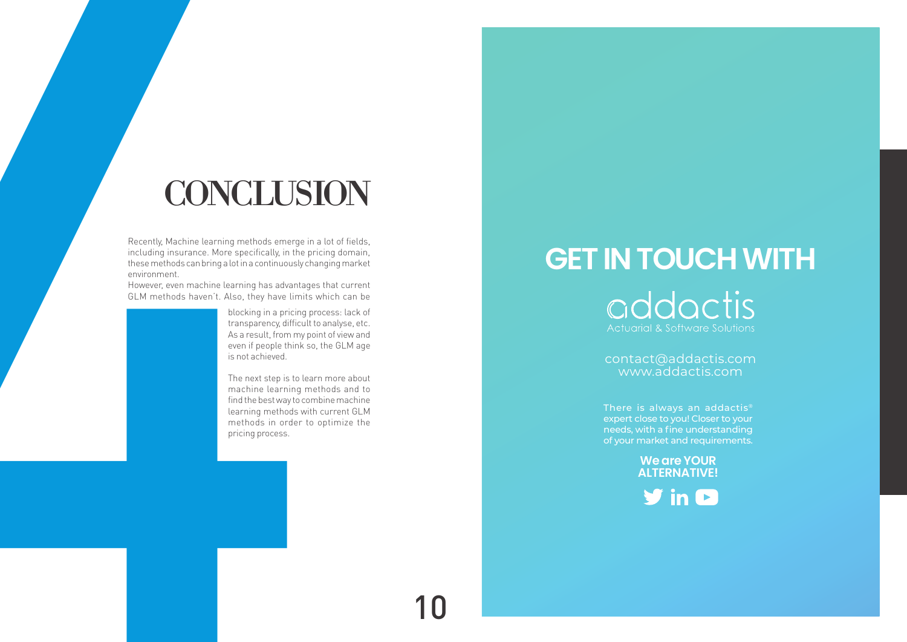# CONCLUSION

Recently, Machine learning methods emerge in a lot of fields, including insurance. More specifically, in the pricing domain, these methods can bring a lot in a continuously changing market environment.

However, even machine learning has advantages that current GLM methods haven't. Also, they have limits which can be blocking in a pricing process: lack of transparency, difficult to analyse, etc. As a result, from my point of view and even if people think so, the GLM age is not achieved.

The next step is to learn more about machine learning methods and to find the best way to combine machine learning methods with current GLM methods in order to optimize the pricing process.

# GET IN TOUCH WITH

addactis

Actuarial & Software Solutions

contact@addactis.com
www.addactis.com

There is always an addactis® expert close to you! Closer to your needs, with a fine understanding of your market and requirements.

**We are YOUR ALTERNATIVE!**